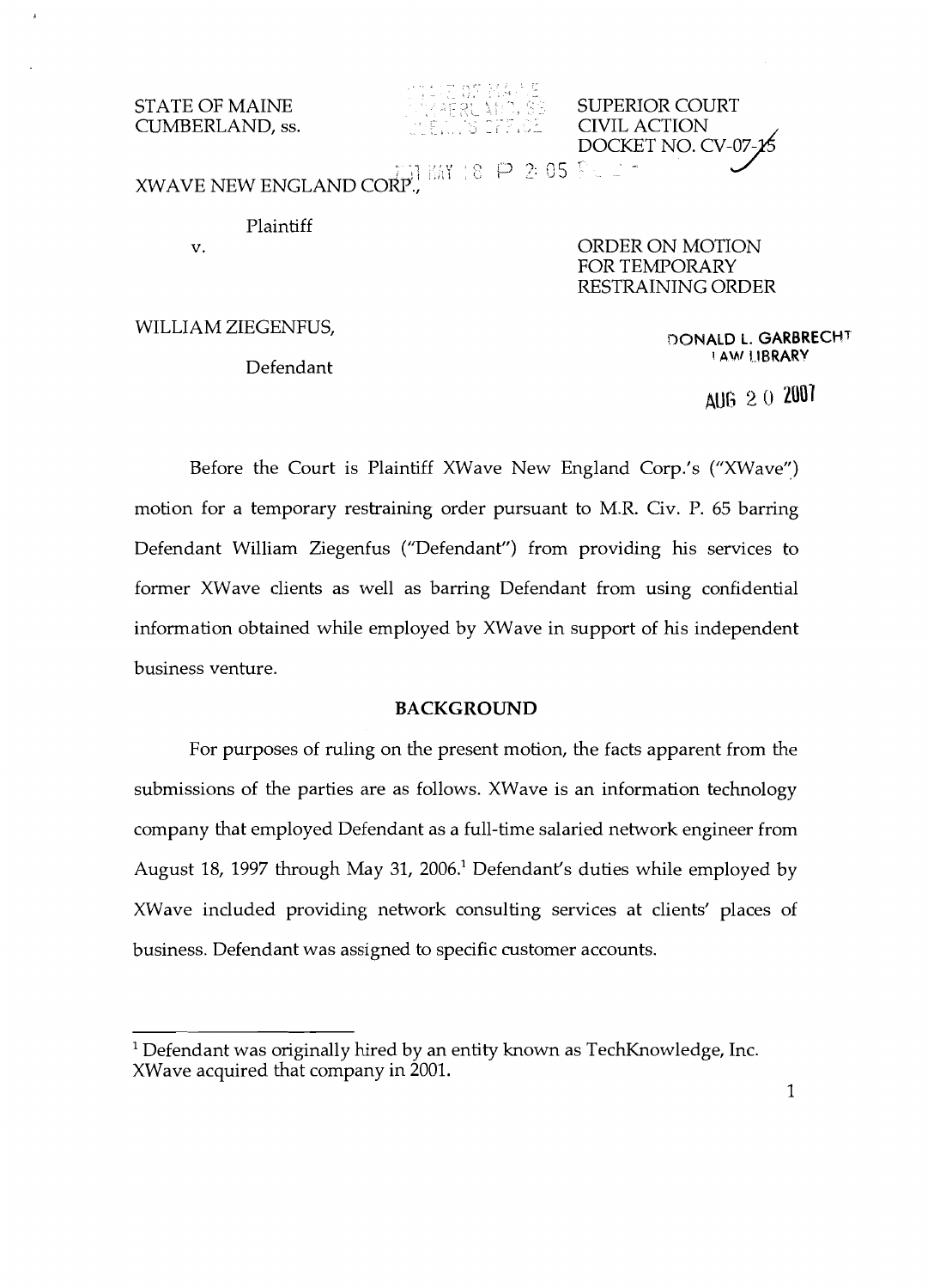STATE OF MAINE
CUMBERLAND, ss.

SUPERIOR COURT
CIVIL ACTION
DOCKET NO. CV-07-15

XWAVE NEW ENGLAND CORP.,

Plaintiff

v.

WILLIAM ZIEGENFUS,

Defendant

ORDER ON MOTION FOR TEMPORARY RESTRAINING ORDER

DONALD L. GARBRECHT
LAW LIBRARY

AUG 20 2007

Before the Court is Plaintiff XWave New England Corp.'s ("XWave") motion for a temporary restraining order pursuant to M.R. Civ. P. 65 barring Defendant William Ziegenfus ("Defendant") from providing his services to former XWave clients as well as barring Defendant from using confidential information obtained while employed by XWave in support of his independent business venture.

## BACKGROUND

For purposes of ruling on the present motion, the facts apparent from the submissions of the parties are as follows. XWave is an information technology company that employed Defendant as a full-time salaried network engineer from August 18, 1997 through May 31, 2006.[1] Defendant's duties while employed by XWave included providing network consulting services at clients' places of business. Defendant was assigned to specific customer accounts.

[1] Defendant was originally hired by an entity known as TechKnowledge, Inc. XWave acquired that company in 2001.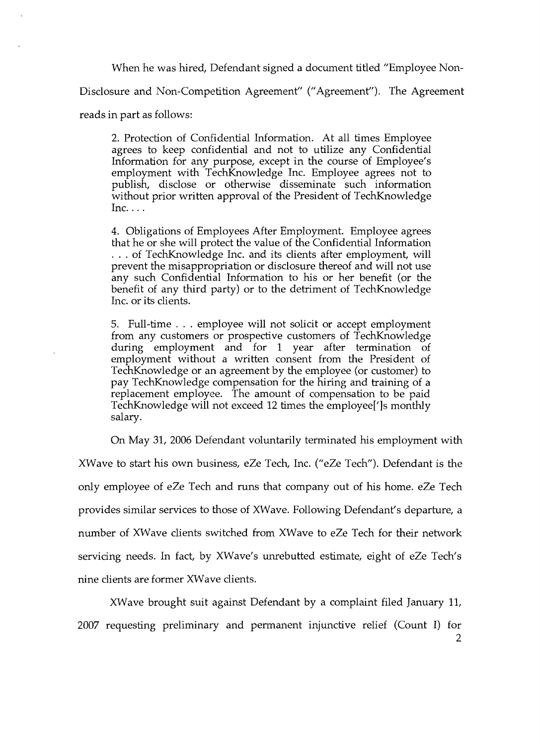When he was hired, Defendant signed a document titled "Employee Non-Disclosure and Non-Competition Agreement" ("Agreement"). The Agreement reads in part as follows:

> 2. Protection of Confidential Information. At all times Employee agrees to keep confidential and not to utilize any Confidential Information for any purpose, except in the course of Employee's employment with TechKnowledge Inc. Employee agrees not to publish, disclose or otherwise disseminate such information without prior written approval of the President of TechKnowledge Inc. . . .
>
> 4. Obligations of Employees After Employment. Employee agrees that he or she will protect the value of the Confidential Information . . . of TechKnowledge Inc. and its clients after employment, will prevent the misappropriation or disclosure thereof and will not use any such Confidential Information to his or her benefit (or the benefit of any third party) or to the detriment of TechKnowledge Inc. or its clients.
>
> 5. Full-time . . . employee will not solicit or accept employment from any customers or prospective customers of TechKnowledge during employment and for 1 year after termination of employment without a written consent from the President of TechKnowledge or an agreement by the employee (or customer) to pay TechKnowledge compensation for the hiring and training of a replacement employee. The amount of compensation to be paid TechKnowledge will not exceed 12 times the employee['] s monthly salary.

On May 31, 2006 Defendant voluntarily terminated his employment with XWave to start his own business, eZe Tech, Inc. ("eZe Tech"). Defendant is the only employee of eZe Tech and runs that company out of his home. eZe Tech provides similar services to those of XWave. Following Defendant's departure, a number of XWave clients switched from XWave to eZe Tech for their network servicing needs. In fact, by XWave's unrebutted estimate, eight of eZe Tech's nine clients are former XWave clients.

XWave brought suit against Defendant by a complaint filed January 11, 2007 requesting preliminary and permanent injunctive relief (Count I) for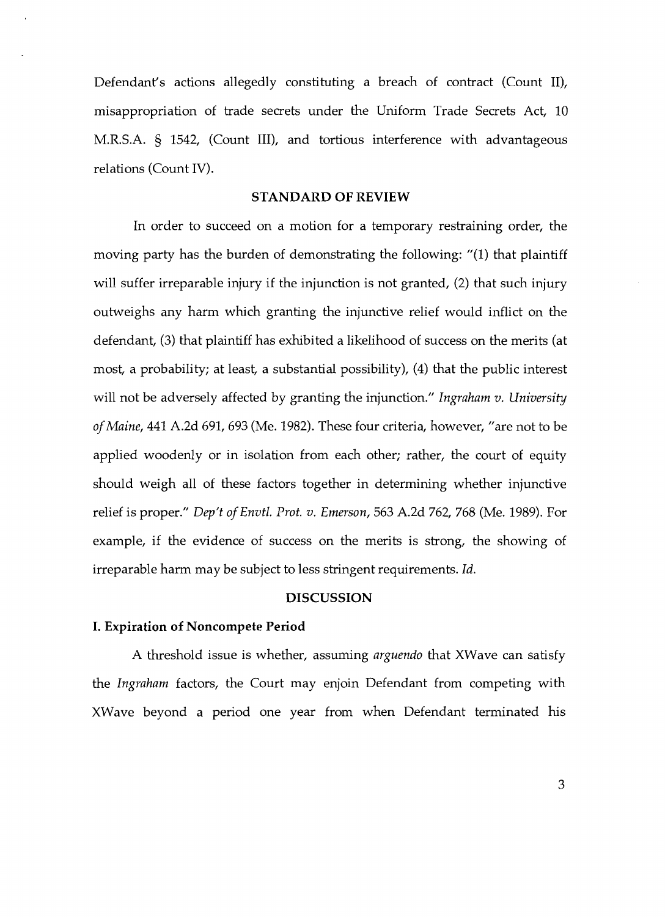Defendant's actions allegedly constituting a breach of contract (Count II), misappropriation of trade secrets under the Uniform Trade Secrets Act, 10 M.R.S.A. § 1542, (Count III), and tortious interference with advantageous relations (Count IV).

## STANDARD OF REVIEW

In order to succeed on a motion for a temporary restraining order, the moving party has the burden of demonstrating the following: "(1) that plaintiff will suffer irreparable injury if the injunction is not granted, (2) that such injury outweighs any harm which granting the injunctive relief would inflict on the defendant, (3) that plaintiff has exhibited a likelihood of success on the merits (at most, a probability; at least, a substantial possibility), (4) that the public interest will not be adversely affected by granting the injunction." *Ingraham v. University of Maine*, 441 A.2d 691, 693 (Me. 1982). These four criteria, however, "are not to be applied woodenly or in isolation from each other; rather, the court of equity should weigh all of these factors together in determining whether injunctive relief is proper." *Dep't of Envtl. Prot. v. Emerson*, 563 A.2d 762, 768 (Me. 1989). For example, if the evidence of success on the merits is strong, the showing of irreparable harm may be subject to less stringent requirements. *Id.*

## DISCUSSION

### I. Expiration of Noncompete Period

A threshold issue is whether, assuming *arguendo* that XWave can satisfy the *Ingraham* factors, the Court may enjoin Defendant from competing with XWave beyond a period one year from when Defendant terminated his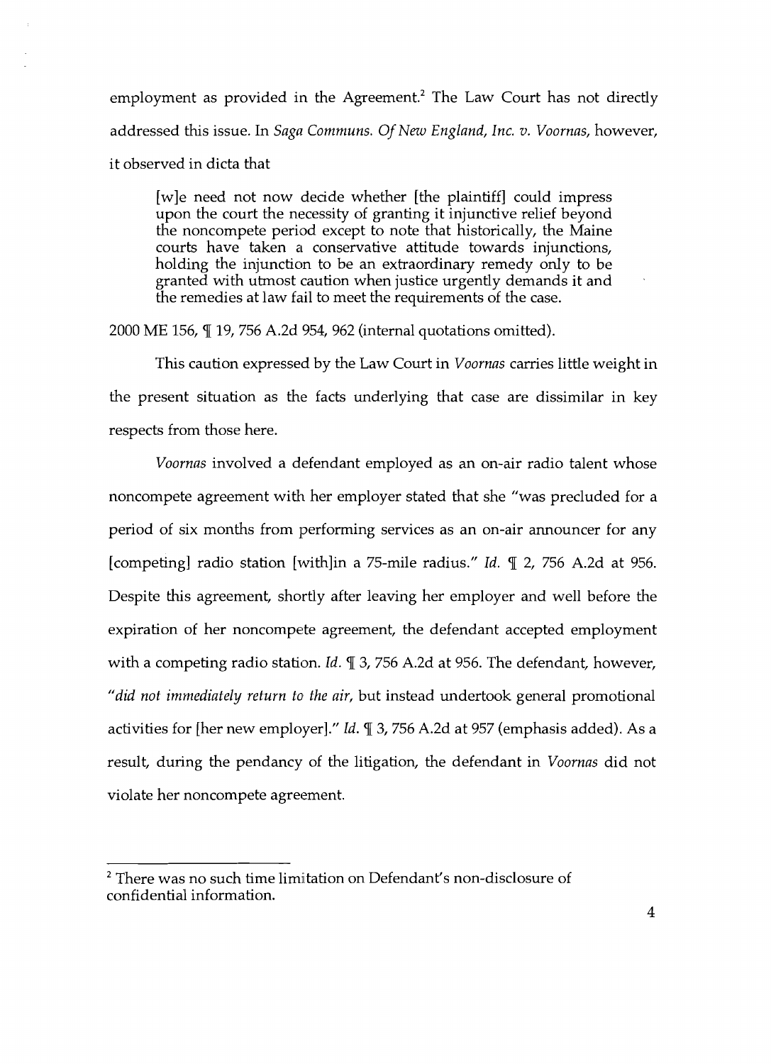employment as provided in the Agreement.[2] The Law Court has not directly addressed this issue. In *Saga Communs. Of New England, Inc. v. Voornas*, however, it observed in dicta that

> [w]e need not now decide whether [the plaintiff] could impress upon the court the necessity of granting it injunctive relief beyond the noncompete period except to note that historically, the Maine courts have taken a conservative attitude towards injunctions, holding the injunction to be an extraordinary remedy only to be granted with utmost caution when justice urgently demands it and the remedies at law fail to meet the requirements of the case.

2000 ME 156, ¶ 19, 756 A.2d 954, 962 (internal quotations omitted).

This caution expressed by the Law Court in *Voornas* carries little weight in the present situation as the facts underlying that case are dissimilar in key respects from those here.

*Voornas* involved a defendant employed as an on-air radio talent whose noncompete agreement with her employer stated that she "was precluded for a period of six months from performing services as an on-air announcer for any [competing] radio station [with]in a 75-mile radius." *Id.* ¶ 2, 756 A.2d at 956. Despite this agreement, shortly after leaving her employer and well before the expiration of her noncompete agreement, the defendant accepted employment with a competing radio station. *Id.* ¶ 3, 756 A.2d at 956. The defendant, however, "*did not immediately return to the air*, but instead undertook general promotional activities for [her new employer]." *Id.* ¶ 3, 756 A.2d at 957 (emphasis added). As a result, during the pendancy of the litigation, the defendant in *Voornas* did not violate her noncompete agreement.

---

[2] There was no such time limitation on Defendant's non-disclosure of confidential information.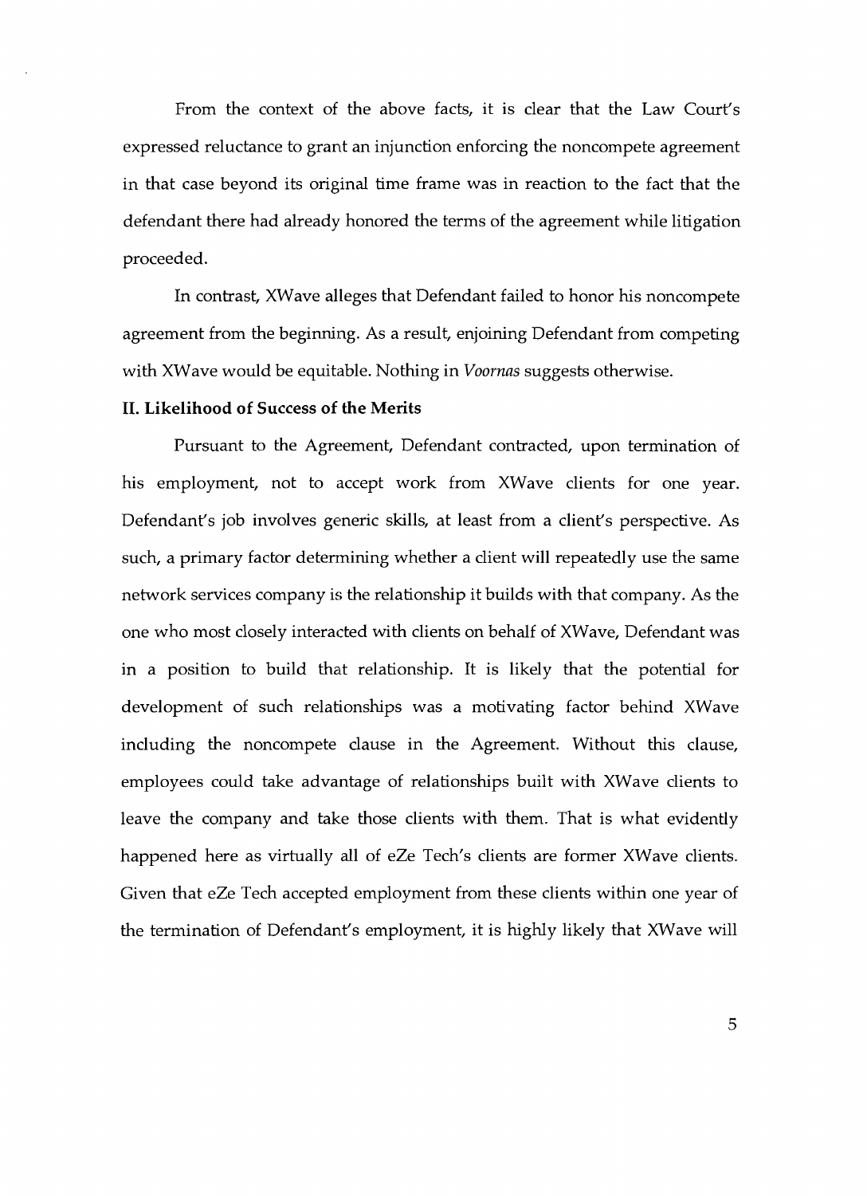From the context of the above facts, it is clear that the Law Court's expressed reluctance to grant an injunction enforcing the noncompete agreement in that case beyond its original time frame was in reaction to the fact that the defendant there had already honored the terms of the agreement while litigation proceeded.

In contrast, XWave alleges that Defendant failed to honor his noncompete agreement from the beginning. As a result, enjoining Defendant from competing with XWave would be equitable. Nothing in *Voornas* suggests otherwise.

**II. Likelihood of Success of the Merits**

Pursuant to the Agreement, Defendant contracted, upon termination of his employment, not to accept work from XWave clients for one year. Defendant's job involves generic skills, at least from a client's perspective. As such, a primary factor determining whether a client will repeatedly use the same network services company is the relationship it builds with that company. As the one who most closely interacted with clients on behalf of XWave, Defendant was in a position to build that relationship. It is likely that the potential for development of such relationships was a motivating factor behind XWave including the noncompete clause in the Agreement. Without this clause, employees could take advantage of relationships built with XWave clients to leave the company and take those clients with them. That is what evidently happened here as virtually all of eZe Tech's clients are former XWave clients. Given that eZe Tech accepted employment from these clients within one year of the termination of Defendant's employment, it is highly likely that XWave will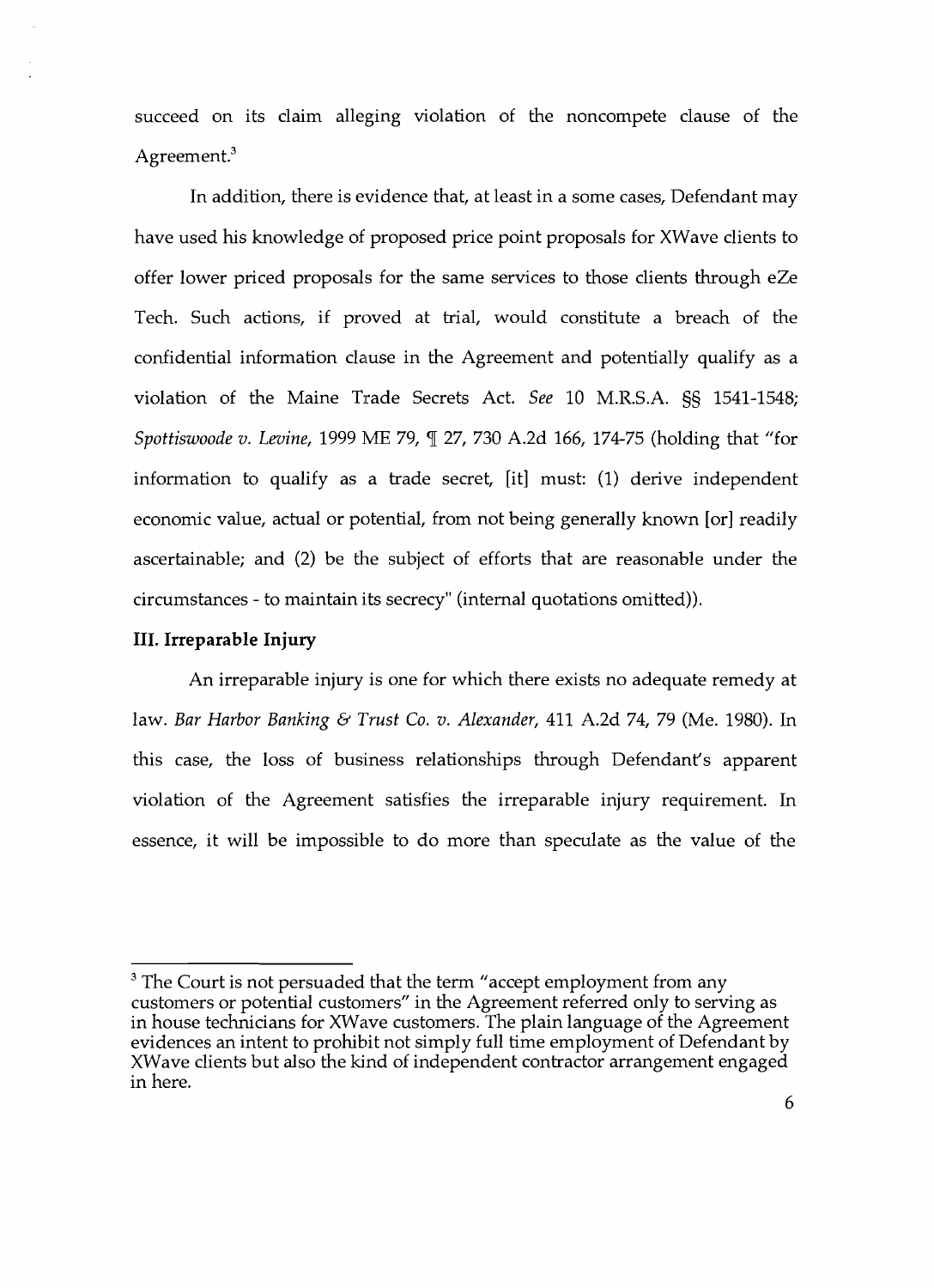succeed on its claim alleging violation of the noncompete clause of the Agreement.[3]

In addition, there is evidence that, at least in a some cases, Defendant may have used his knowledge of proposed price point proposals for XWave clients to offer lower priced proposals for the same services to those clients through eZe Tech. Such actions, if proved at trial, would constitute a breach of the confidential information clause in the Agreement and potentially qualify as a violation of the Maine Trade Secrets Act. *See* 10 M.R.S.A. §§ 1541-1548; *Spottiswoode v. Levine*, 1999 ME 79, ¶ 27, 730 A.2d 166, 174-75 (holding that "for information to qualify as a trade secret, [it] must: (1) derive independent economic value, actual or potential, from not being generally known [or] readily ascertainable; and (2) be the subject of efforts that are reasonable under the circumstances - to maintain its secrecy" (internal quotations omitted)).

### III. Irreparable Injury

An irreparable injury is one for which there exists no adequate remedy at law. *Bar Harbor Banking & Trust Co. v. Alexander*, 411 A.2d 74, 79 (Me. 1980). In this case, the loss of business relationships through Defendant's apparent violation of the Agreement satisfies the irreparable injury requirement. In essence, it will be impossible to do more than speculate as the value of the

---

[3] The Court is not persuaded that the term "accept employment from any customers or potential customers" in the Agreement referred only to serving as in house technicians for XWave customers. The plain language of the Agreement evidences an intent to prohibit not simply full time employment of Defendant by XWave clients but also the kind of independent contractor arrangement engaged in here.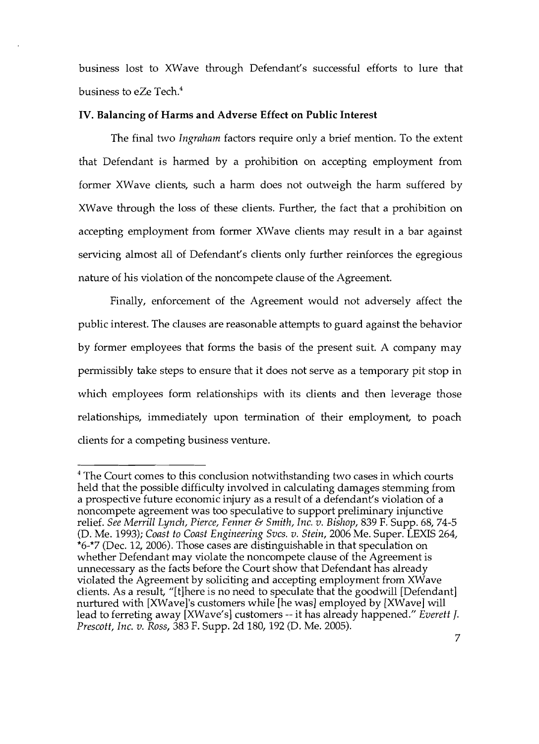business lost to XWave through Defendant's successful efforts to lure that business to eZe Tech.[4]

## IV. Balancing of Harms and Adverse Effect on Public Interest

The final two *Ingraham* factors require only a brief mention. To the extent that Defendant is harmed by a prohibition on accepting employment from former XWave clients, such a harm does not outweigh the harm suffered by XWave through the loss of these clients. Further, the fact that a prohibition on accepting employment from former XWave clients may result in a bar against servicing almost all of Defendant's clients only further reinforces the egregious nature of his violation of the noncompete clause of the Agreement.

Finally, enforcement of the Agreement would not adversely affect the public interest. The clauses are reasonable attempts to guard against the behavior by former employees that forms the basis of the present suit. A company may permissibly take steps to ensure that it does not serve as a temporary pit stop in which employees form relationships with its clients and then leverage those relationships, immediately upon termination of their employment, to poach clients for a competing business venture.

---

[4] The Court comes to this conclusion notwithstanding two cases in which courts held that the possible difficulty involved in calculating damages stemming from a prospective future economic injury as a result of a defendant's violation of a noncompete agreement was too speculative to support preliminary injunctive relief. *See Merrill Lynch, Pierce, Fenner & Smith, Inc. v. Bishop*, 839 F. Supp. 68, 74-5 (D. Me. 1993); *Coast to Coast Engineering Svcs. v. Stein*, 2006 Me. Super. LEXIS 264, *6-*7 (Dec. 12, 2006). Those cases are distinguishable in that speculation on whether Defendant may violate the noncompete clause of the Agreement is unnecessary as the facts before the Court show that Defendant has already violated the Agreement by soliciting and accepting employment from XWave clients. As a result, "[t]here is no need to speculate that the goodwill [Defendant] nurtured with [XWave]'s customers while [he was] employed by [XWave] will lead to ferreting away [XWave's] customers -- it has already happened." *Everett J. Prescott, Inc. v. Ross*, 383 F. Supp. 2d 180, 192 (D. Me. 2005).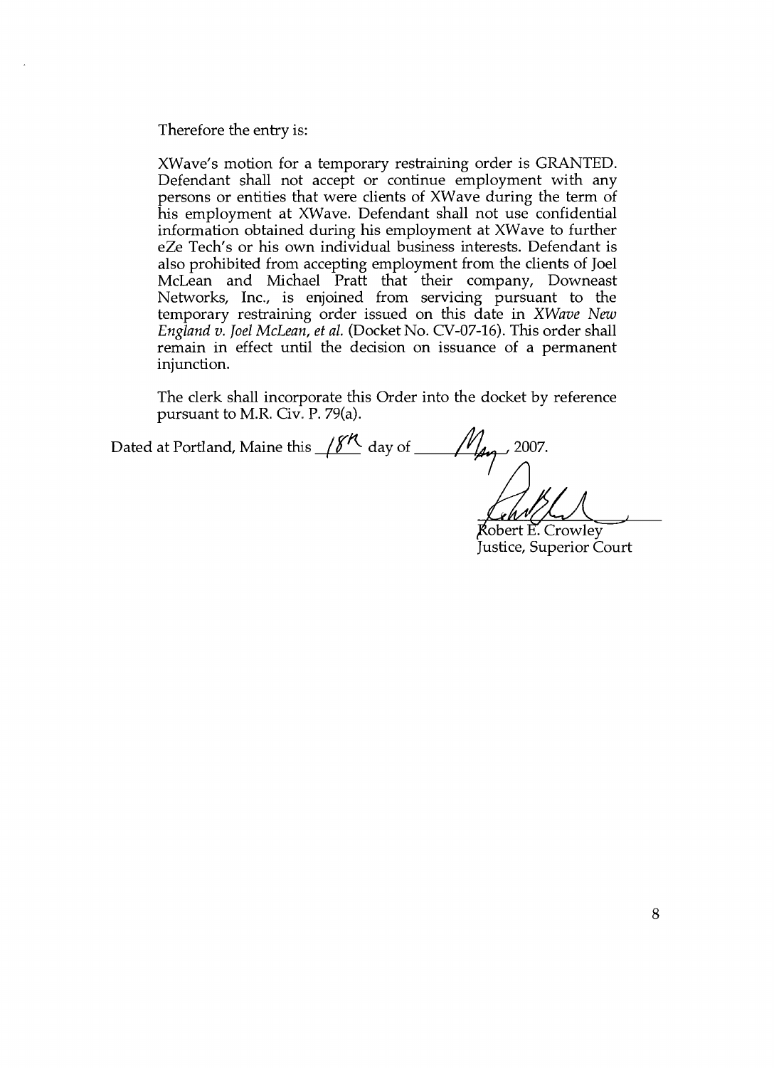Therefore the entry is:

XWave's motion for a temporary restraining order is GRANTED. Defendant shall not accept or continue employment with any persons or entities that were clients of XWave during the term of his employment at XWave. Defendant shall not use confidential information obtained during his employment at XWave to further eZe Tech's or his own individual business interests. Defendant is also prohibited from accepting employment from the clients of Joel McLean and Michael Pratt that their company, Downeast Networks, Inc., is enjoined from servicing pursuant to the temporary restraining order issued on this date in *XWave New England v. Joel McLean, et al.* (Docket No. CV-07-16). This order shall remain in effect until the decision on issuance of a permanent injunction.

The clerk shall incorporate this Order into the docket by reference pursuant to M.R. Civ. P. 79(a).

Dated at Portland, Maine this 18th day of May, 2007.

Robert E. Crowley
Justice, Superior Court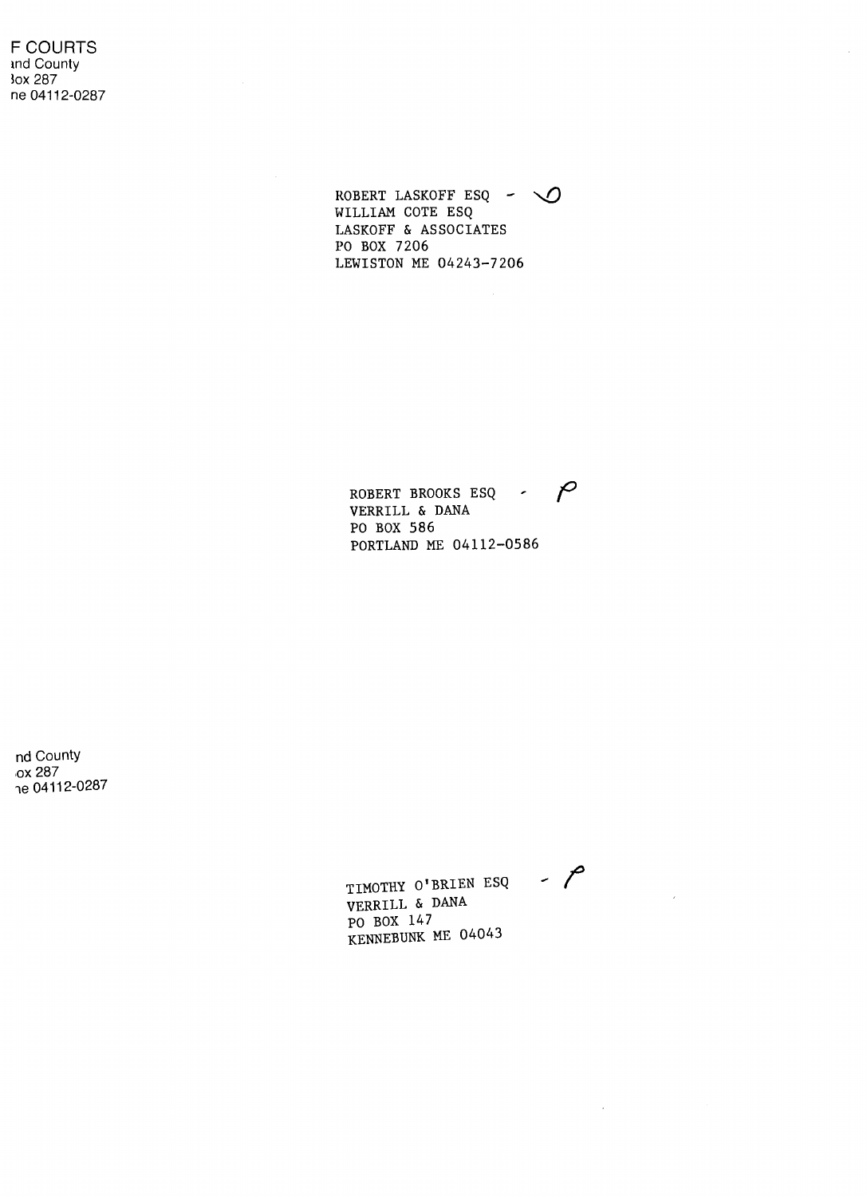F COURTS
ınd County
Box 287
ne 04112-0287

ROBERT LASKOFF ESQ - D
WILLIAM COTE ESQ
LASKOFF & ASSOCIATES
PO BOX 7206
LEWISTON ME 04243-7206

ROBERT BROOKS ESQ - P
VERRILL & DANA
PO BOX 586
PORTLAND ME 04112-0586

nd County
ox 287
ne 04112-0287

TIMOTHY O'BRIEN ESQ - P
VERRILL & DANA
PO BOX 147
KENNEBUNK ME 04043